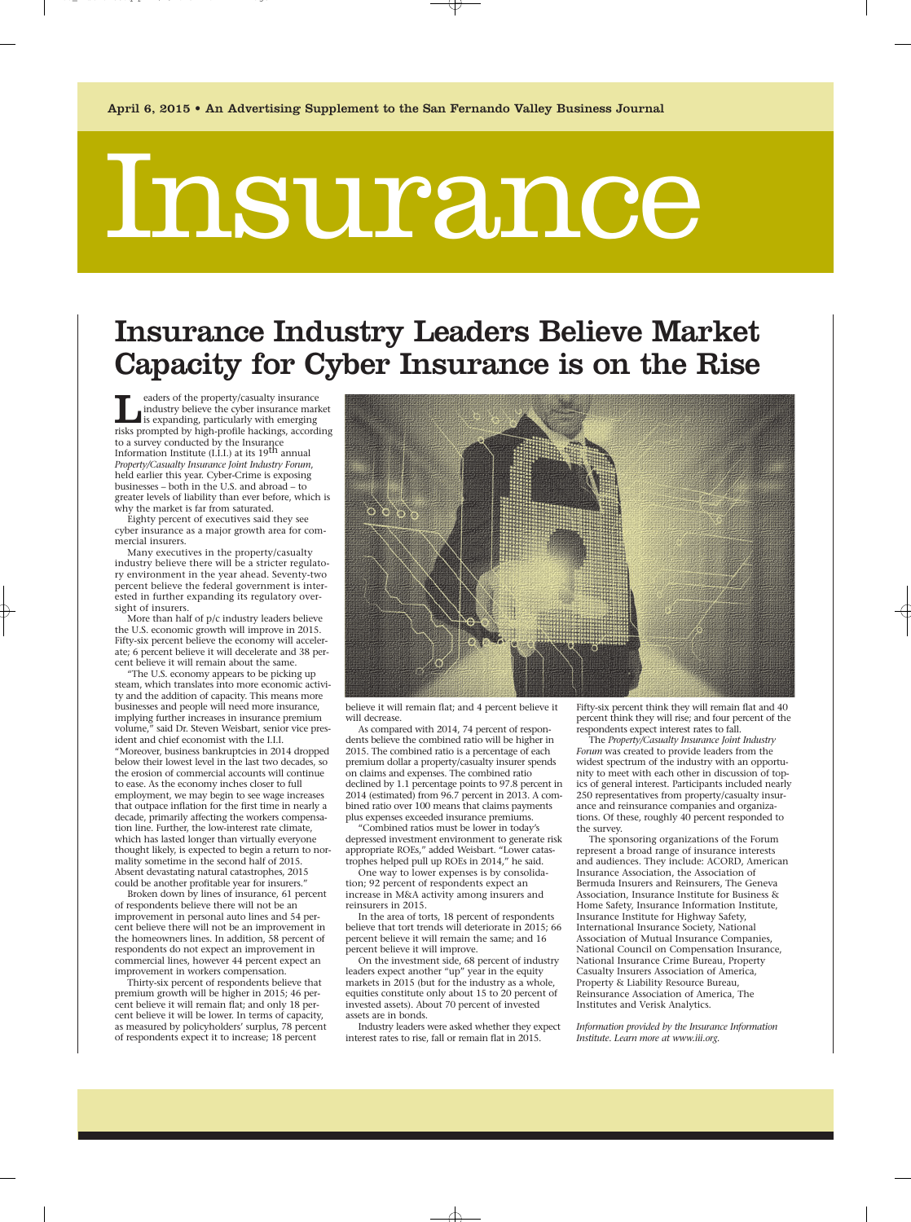April 6, 2015 • An Advertising Supplement to the San Fernando Valley Business Journal

# Insurance

## Insurance Industry Leaders Believe Market Capacity for Cyber Insurance is on the Rise

Leaders of the property/casualty insurance industry believe the cyber insurance market is expanding, particularly with emerging risks prompted by high-profile hackings, according to a survey conducted by the Insurance Information Institute (I.I.I.) at its 19th annual *Property/Casualty Insurance Joint Industry Forum*, held earlier this year. Cyber-Crime is exposing businesses – both in the U.S. and abroad – to greater levels of liability than ever before, which is why the market is far from saturated.

Eighty percent of executives said they see cyber insurance as a major growth area for commercial insurers.

Many executives in the property/casualty industry believe there will be a stricter regulatory environment in the year ahead. Seventy-two percent believe the federal government is interested in further expanding its regulatory oversight of insurers.

More than half of p/c industry leaders believe the U.S. economic growth will improve in 2015. Fifty-six percent believe the economy will accelerate; 6 percent believe it will decelerate and 38 percent believe it will remain about the same.

"The U.S. economy appears to be picking up steam, which translates into more economic activity and the addition of capacity. This means more businesses and people will need more insurance, implying further increases in insurance premium volume," said Dr. Steven Weisbart, senior vice president and chief economist with the I.I.I. "Moreover, business bankruptcies in 2014 dropped below their lowest level in the last two decades, so the erosion of commercial accounts will continue to ease. As the economy inches closer to full employment, we may begin to see wage increases that outpace inflation for the first time in nearly a decade, primarily affecting the workers compensation line. Further, the low-interest rate climate, which has lasted longer than virtually everyone thought likely, is expected to begin a return to normality sometime in the second half of 2015. Absent devastating natural catastrophes, 2015 could be another profitable year for insurers."

Broken down by lines of insurance, 61 percent of respondents believe there will not be an improvement in personal auto lines and 54 percent believe there will not be an improvement in the homeowners lines. In addition, 58 percent of respondents do not expect an improvement in commercial lines, however 44 percent expect an improvement in workers compensation.

Thirty-six percent of respondents believe that premium growth will be higher in 2015; 46 percent believe it will remain flat; and only 18 percent believe it will be lower. In terms of capacity, as measured by policyholders' surplus, 78 percent of respondents expect it to increase; 18 percent believe it will remain flat; and 4 percent believe it will decrease.

As compared with 2014, 74 percent of respondents believe the combined ratio will be higher in 2015. The combined ratio is a percentage of each premium dollar a property/casualty insurer spends on claims and expenses. The combined ratio declined by 1.1 percentage points to 97.8 percent in 2014 (estimated) from 96.7 percent in 2013. A combined ratio over 100 means that claims payments plus expenses exceeded insurance premiums.

"Combined ratios must be lower in today's depressed investment environment to generate risk appropriate ROEs," added Weisbart. "Lower catastrophes helped pull up ROEs in 2014," he said.

One way to lower expenses is by consolidation; 92 percent of respondents expect an increase in M&A activity among insurers and reinsurers in 2015.

In the area of torts, 18 percent of respondents believe that tort trends will deteriorate in 2015; 66 percent believe it will remain the same; and 16 percent believe it will improve.

On the investment side, 68 percent of industry leaders expect another "up" year in the equity markets in 2015 (but for the industry as a whole, equities constitute only about 15 to 20 percent of invested assets). About 70 percent of invested assets are in bonds.

Industry leaders were asked whether they expect interest rates to rise, fall or remain flat in 2015. Fifty-six percent think they will remain flat and 40 percent think they will rise; and four percent of the respondents expect interest rates to fall.

The *Property/Casualty Insurance Joint Industry Forum* was created to provide leaders from the widest spectrum of the industry with an opportunity to meet with each other in discussion of topics of general interest. Participants included nearly 250 representatives from property/casualty insurance and reinsurance companies and organizations. Of these, roughly 40 percent responded to the survey.

The sponsoring organizations of the Forum represent a broad range of insurance interests and audiences. They include: ACORD, American Insurance Association, the Association of Bermuda Insurers and Reinsurers, The Geneva Association, Insurance Institute for Business & Home Safety, Insurance Information Institute, Insurance Institute for Highway Safety, International Insurance Society, National Association of Mutual Insurance Companies, National Council on Compensation Insurance, National Insurance Crime Bureau, Property Casualty Insurers Association of America, Property & Liability Resource Bureau, Reinsurance Association of America, The Institutes and Verisk Analytics.

*Information provided by the Insurance Information Institute. Learn more at www.iii.org.*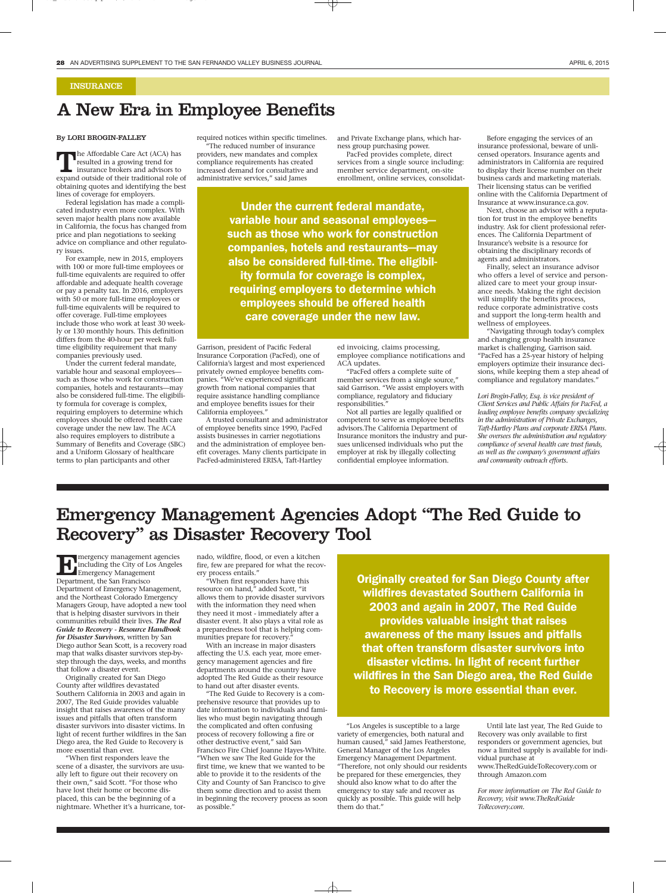INSURANCE

# A New Era in Employee Benefits

**By LORI BROGIN-FALLEY**

The Affordable Care Act (ACA) has resulted in a growing trend for insurance brokers and advisors to expand outside of their traditional role of obtaining quotes and identifying the best lines of coverage for employers.

Federal legislation has made a complicated industry even more complex. With seven major health plans now available in California, the focus has changed from price and plan negotiations to seeking advice on compliance and other regulatory issues.

For example, new in 2015, employers with 100 or more full-time employees or full-time equivalents are required to offer affordable and adequate health coverage or pay a penalty tax. In 2016, employers with 50 or more full-time employees or full-time equivalents will be required to offer coverage. Full-time employees include those who work at least 30 weekly or 130 monthly hours. This definition differs from the 40-hour per week full-time eligibility requirement that many companies previously used.

Under the current federal mandate, variable hour and seasonal employees—such as those who work for construction companies, hotels and restaurants—may also be considered full-time. The eligibility formula for coverage is complex, requiring employers to determine which employees should be offered health care coverage under the new law. The ACA also requires employers to distribute a Summary of Benefits and Coverage (SBC) and a Uniform Glossary of healthcare terms to plan participants and other required notices within specific timelines.

"The reduced number of insurance providers, new mandates and complex compliance requirements has created increased demand for consultative and administrative services," said James Garrison, president of Pacific Federal Insurance Corporation (PacFed), one of California's largest and most experienced privately owned employee benefits companies. "We've experienced significant growth from national companies that require assistance handling compliance and employee benefits issues for their California employees."

**Under the current federal mandate, variable hour and seasonal employees—such as those who work for construction companies, hotels and restaurants—may also be considered full-time. The eligibility formula for coverage is complex, requiring employers to determine which employees should be offered health care coverage under the new law.**

A trusted consultant and administrator of employee benefits since 1990, PacFed assists businesses in carrier negotiations and the administration of employee benefit coverages. Many clients participate in PacFed-administered ERISA, Taft-Hartley and Private Exchange plans, which harness group purchasing power.

PacFed provides complete, direct services from a single source including: member service department, on-site enrollment, online services, consolidated invoicing, claims processing, employee compliance notifications and ACA updates.

"PacFed offers a complete suite of member services from a single source," said Garrison. "We assist employers with compliance, regulatory and fiduciary responsibilities."

Not all parties are legally qualified or competent to serve as employee benefits advisors.The California Department of Insurance monitors the industry and pursues unlicensed individuals who put the employer at risk by illegally collecting confidential employee information.

Before engaging the services of an insurance professional, beware of unlicensed operators. Insurance agents and administrators in California are required to display their license number on their business cards and marketing materials. Their licensing status can be verified online with the California Department of Insurance at www.insurance.ca.gov.

Next, choose an advisor with a reputation for trust in the employee benefits industry. Ask for client professional references. The California Department of Insurance's website is a resource for obtaining the disciplinary records of agents and administrators.

Finally, select an insurance advisor who offers a level of service and personalized care to meet your group insurance needs. Making the right decision will simplify the benefits process, reduce corporate administrative costs and support the long-term health and wellness of employees.

"Navigating through today's complex and changing group health insurance market is challenging, Garrison said. "PacFed has a 25-year history of helping employers optimize their insurance decisions, while keeping them a step ahead of compliance and regulatory mandates."

*Lori Brogin-Falley, Esq. is vice president of Client Services and Public Affairs for PacFed, a leading employee benefits company specializing in the administration of Private Exchanges, Taft-Hartley Plans and corporate ERISA Plans. She oversees the administration and regulatory compliance of several health care trust funds, as well as the company's government affairs and community outreach efforts.*

# Emergency Management Agencies Adopt "The Red Guide to Recovery" as Disaster Recovery Tool

Emergency management agencies including the City of Los Angeles Emergency Management Department, the San Francisco Department of Emergency Management, and the Northeast Colorado Emergency Managers Group, have adopted a new tool that is helping disaster survivors in their communities rebuild their lives. ***The Red Guide to Recovery - Resource Handbook for Disaster Survivors***, written by San Diego author Sean Scott, is a recovery road map that walks disaster survivors step-by-step through the days, weeks, and months that follow a disaster event.

Originally created for San Diego County after wildfires devastated Southern California in 2003 and again in 2007, The Red Guide provides valuable insight that raises awareness of the many issues and pitfalls that often transform disaster survivors into disaster victims. In light of recent further wildfires in the San Diego area, the Red Guide to Recovery is more essential than ever.

"When first responders leave the scene of a disaster, the survivors are usually left to figure out their recovery on their own," said Scott. "For those who have lost their home or become displaced, this can be the beginning of a nightmare. Whether it's a hurricane, tornado, wildfire, flood, or even a kitchen fire, few are prepared for what the recovery process entails."

"When first responders have this resource on hand," added Scott, "it allows them to provide disaster survivors with the information they need when they need it most - immediately after a disaster event. It also plays a vital role as a preparedness tool that is helping communities prepare for recovery."

With an increase in major disasters affecting the U.S. each year, more emergency management agencies and fire departments around the country have adopted The Red Guide as their resource to hand out after disaster events.

"The Red Guide to Recovery is a comprehensive resource that provides up to date information to individuals and families who must begin navigating through the complicated and often confusing process of recovery following a fire or other destructive event," said San Francisco Fire Chief Joanne Hayes-White. "When we saw The Red Guide for the first time, we knew that we wanted to be able to provide it to the residents of the City and County of San Francisco to give them some direction and to assist them in beginning the recovery process as soon as possible."

**Originally created for San Diego County after wildfires devastated Southern California in 2003 and again in 2007, The Red Guide provides valuable insight that raises awareness of the many issues and pitfalls that often transform disaster survivors into disaster victims. In light of recent further wildfires in the San Diego area, the Red Guide to Recovery is more essential than ever.**

"Los Angeles is susceptible to a large variety of emergencies, both natural and human caused," said James Featherstone, General Manager of the Los Angeles Emergency Management Department. "Therefore, not only should our residents be prepared for these emergencies, they should also know what to do after the emergency to stay safe and recover as quickly as possible. This guide will help them do that."

Until late last year, The Red Guide to Recovery was only available to first responders or government agencies, but now a limited supply is available for individual purchase at www.TheRedGuideToRecovery.com or through Amazon.com

*For more information on The Red Guide to Recovery, visit www.TheRedGuide ToRecovery.com.*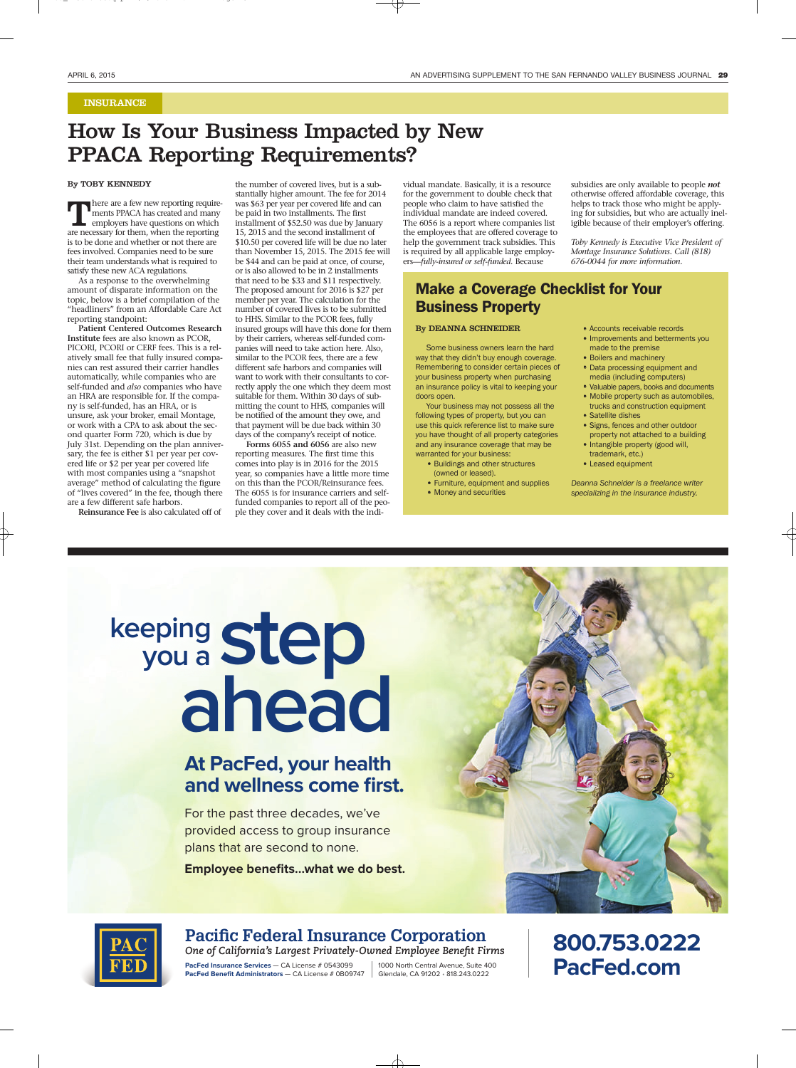INSURANCE

# How Is Your Business Impacted by New PPACA Reporting Requirements?

By TOBY KENNEDY

There are a few new reporting requirements PPACA has created and many employers have questions on which are necessary for them, when the reporting is to be done and whether or not there are fees involved. Companies need to be sure their team understands what is required to satisfy these new ACA regulations.

As a response to the overwhelming amount of disparate information on the topic, below is a brief compilation of the "headliners" from an Affordable Care Act reporting standpoint:

**Patient Centered Outcomes Research Institute** fees are also known as PCOR, PICORI, PCORI or CERF fees. This is a relatively small fee that fully insured companies can rest assured their carrier handles automatically, while companies who are self-funded and *also* companies who have an HRA are responsible for. If the company is self-funded, has an HRA, or is unsure, ask your broker, email Montage, or work with a CPA to ask about the second quarter Form 720, which is due by July 31st. Depending on the plan anniversary, the fee is either $1 per year per covered life or $2 per year per covered life with most companies using a "snapshot average" method of calculating the figure of "lives covered" in the fee, though there are a few different safe harbors.

**Reinsurance Fee** is also calculated off of the number of covered lives, but is a substantially higher amount. The fee for 2014 was $63 per year per covered life and can be paid in two installments. The first installment of $52.50 was due by January 15, 2015 and the second installment of $10.50 per covered life will be due no later than November 15, 2015. The 2015 fee will be $44 and can be paid at once, of course, or is also allowed to be in 2 installments that need to be $33 and $11 respectively. The proposed amount for 2016 is $27 per member per year. The calculation for the number of covered lives is to be submitted to HHS. Similar to the PCOR fees, fully insured groups will have this done for them by their carriers, whereas self-funded companies will need to take action here. Also, similar to the PCOR fees, there are a few different safe harbors and companies will want to work with their consultants to correctly apply the one which they deem most suitable for them. Within 30 days of submitting the count to HHS, companies will be notified of the amount they owe, and that payment will be due back within 30 days of the company's receipt of notice.

**Forms 6055 and 6056** are also new reporting measures. The first time this comes into play is in 2016 for the 2015 year, so companies have a little more time on this than the PCOR/Reinsurance fees. The 6055 is for insurance carriers and self-funded companies to report all of the people they cover and it deals with the individual mandate. Basically, it is a resource for the government to double check that people who claim to have satisfied the individual mandate are indeed covered. The 6056 is a report where companies list the employees that are offered coverage to help the government track subsidies. This is required by all applicable large employers—*fully-insured or self-funded*. Because subsidies are only available to people ***not*** otherwise offered affordable coverage, this helps to track those who might be applying for subsidies, but who are actually ineligible because of their employer's offering.

*Toby Kennedy is Executive Vice President of Montage Insurance Solutions. Call (818) 676-0044 for more information.*

## Make a Coverage Checklist for Your Business Property

By DEANNA SCHNEIDER

Some business owners learn the hard way that they didn't buy enough coverage. Remembering to consider certain pieces of your business property when purchasing an insurance policy is vital to keeping your doors open.

Your business may not possess all the following types of property, but you can use this quick reference list to make sure you have thought of all property categories and any insurance coverage that may be warranted for your business:

- Buildings and other structures (owned or leased).
- Furniture, equipment and supplies
- Money and securities
- Accounts receivable records
- Improvements and betterments you made to the premise
- Boilers and machinery
- Data processing equipment and media (including computers)
- Valuable papers, books and documents
- Mobile property such as automobiles, trucks and construction equipment
- Satellite dishes
- Signs, fences and other outdoor property not attached to a building
- Intangible property (good will, trademark, etc.)
- Leased equipment

*Deanna Schneider is a freelance writer specializing in the insurance industry.*

keeping you a step ahead

**At PacFed, your health and wellness come first.**

For the past three decades, we've provided access to group insurance plans that are second to none.

**Employee benefits...what we do best.**

PAC FED

**Pacific Federal Insurance Corporation**

*One of California's Largest Privately-Owned Employee Benefit Firms*

PacFed Insurance Services — CA License # 0543099
PacFed Benefit Administrators — CA License # 0B09747

1000 North Central Avenue, Suite 400
Glendale, CA 91202 · 818.243.0222

**800.753.0222**
**PacFed.com**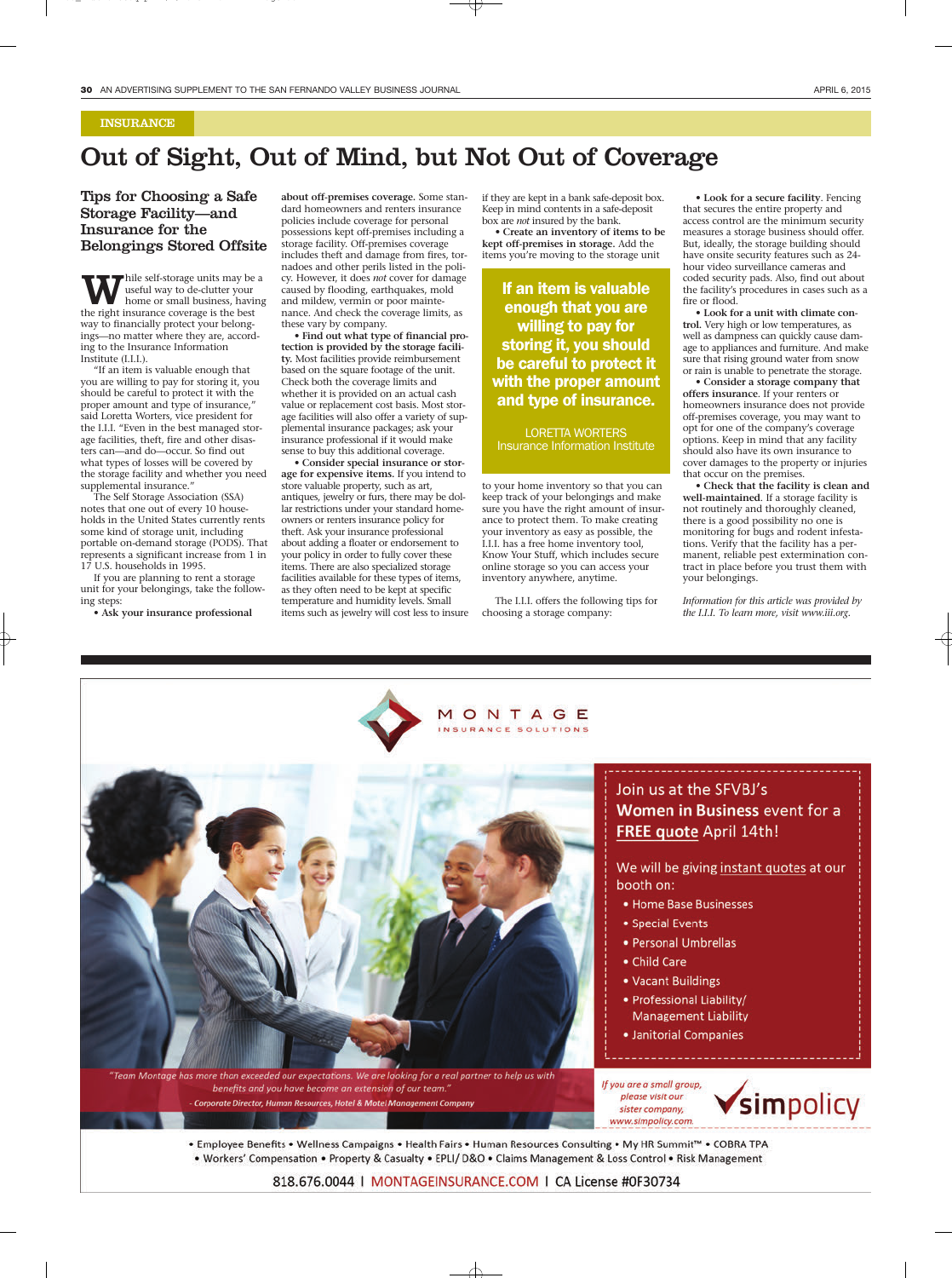INSURANCE

# Out of Sight, Out of Mind, but Not Out of Coverage

## Tips for Choosing a Safe Storage Facility—and Insurance for the Belongings Stored Offsite

While self-storage units may be a useful way to de-clutter your home or small business, having the right insurance coverage is the best way to financially protect your belongings—no matter where they are, according to the Insurance Information Institute (I.I.I.).

"If an item is valuable enough that you are willing to pay for storing it, you should be careful to protect it with the proper amount and type of insurance," said Loretta Worters, vice president for the I.I.I. "Even in the best managed storage facilities, theft, fire and other disasters can—and do—occur. So find out what types of losses will be covered by the storage facility and whether you need supplemental insurance."

The Self Storage Association (SSA) notes that one out of every 10 households in the United States currently rents some kind of storage unit, including portable on-demand storage (PODS). That represents a significant increase from 1 in 17 U.S. households in 1995.

If you are planning to rent a storage unit for your belongings, take the following steps:

• **Ask your insurance professional about off-premises coverage.** Some standard homeowners and renters insurance policies include coverage for personal possessions kept off-premises including a storage facility. Off-premises coverage includes theft and damage from fires, tornadoes and other perils listed in the policy. However, it does *not* cover for damage caused by flooding, earthquakes, mold and mildew, vermin or poor maintenance. And check the coverage limits, as these vary by company.

• **Find out what type of financial protection is provided by the storage facility.** Most facilities provide reimbursement based on the square footage of the unit. Check both the coverage limits and whether it is provided on an actual cash value or replacement cost basis. Most storage facilities will also offer a variety of supplemental insurance packages; ask your insurance professional if it would make sense to buy this additional coverage.

• **Consider special insurance or storage for expensive items.** If you intend to store valuable property, such as art, antiques, jewelry or furs, there may be dollar restrictions under your standard homeowners or renters insurance policy for theft. Ask your insurance professional about adding a floater or endorsement to your policy in order to fully cover these items. There are also specialized storage facilities available for these types of items, as they often need to be kept at specific temperature and humidity levels. Small items such as jewelry will cost less to insure if they are kept in a bank safe-deposit box. Keep in mind contents in a safe-deposit box are *not* insured by the bank.

• **Create an inventory of items to be kept off-premises in storage.** Add the items you're moving to the storage unit to your home inventory so that you can keep track of your belongings and make sure you have the right amount of insurance to protect them. To make creating your inventory as easy as possible, the I.I.I. has a free home inventory tool, Know Your Stuff, which includes secure online storage so you can access your inventory anywhere, anytime.

> **If an item is valuable enough that you are willing to pay for storing it, you should be careful to protect it with the proper amount and type of insurance.**
>
> LORETTA WORTERS
> Insurance Information Institute

The I.I.I. offers the following tips for choosing a storage company:

• **Look for a secure facility.** Fencing that secures the entire property and access control are the minimum security measures a storage business should offer. But, ideally, the storage building should have onsite security features such as 24-hour video surveillance cameras and coded security pads. Also, find out about the facility's procedures in cases such as a fire or flood.

• **Look for a unit with climate control.** Very high or low temperatures, as well as dampness can quickly cause damage to appliances and furniture. And make sure that rising ground water from snow or rain is unable to penetrate the storage.

• **Consider a storage company that offers insurance.** If your renters or homeowners insurance does not provide off-premises coverage, you may want to opt for one of the company's coverage options. Keep in mind that any facility should also have its own insurance to cover damages to the property or injuries that occur on the premises.

• **Check that the facility is clean and well-maintained.** If a storage facility is not routinely and thoroughly cleaned, there is a good possibility no one is monitoring for bugs and rodent infestations. Verify that the facility has a permanent, reliable pest extermination contract in place before you trust them with your belongings.

*Information for this article was provided by the I.I.I. To learn more, visit www.iii.org.*

---

MONTAGE
INSURANCE SOLUTIONS

Join us at the SFVBJ's **Women in Business** event for a **FREE quote** April 14th!

We will be giving instant quotes at our booth on:

- Home Base Businesses
- Special Events
- Personal Umbrellas
- Child Care
- Vacant Buildings
- Professional Liability/ Management Liability
- Janitorial Companies

"Team Montage has more than exceeded our expectations. We are looking for a real partner to help us with benefits and you have become an extension of our team."
- Corporate Director, Human Resources, Hotel & Motel Management Company

*If you are a small group, please visit our sister company, www.simpolicy.com.*

simpolicy

• Employee Benefits • Wellness Campaigns • Health Fairs • Human Resources Consulting • My HR Summit™ • COBRA TPA
• Workers' Compensation • Property & Casualty • EPLI/ D&O • Claims Management & Loss Control • Risk Management

818.676.0044 | MONTAGEINSURANCE.COM | CA License #0F30734